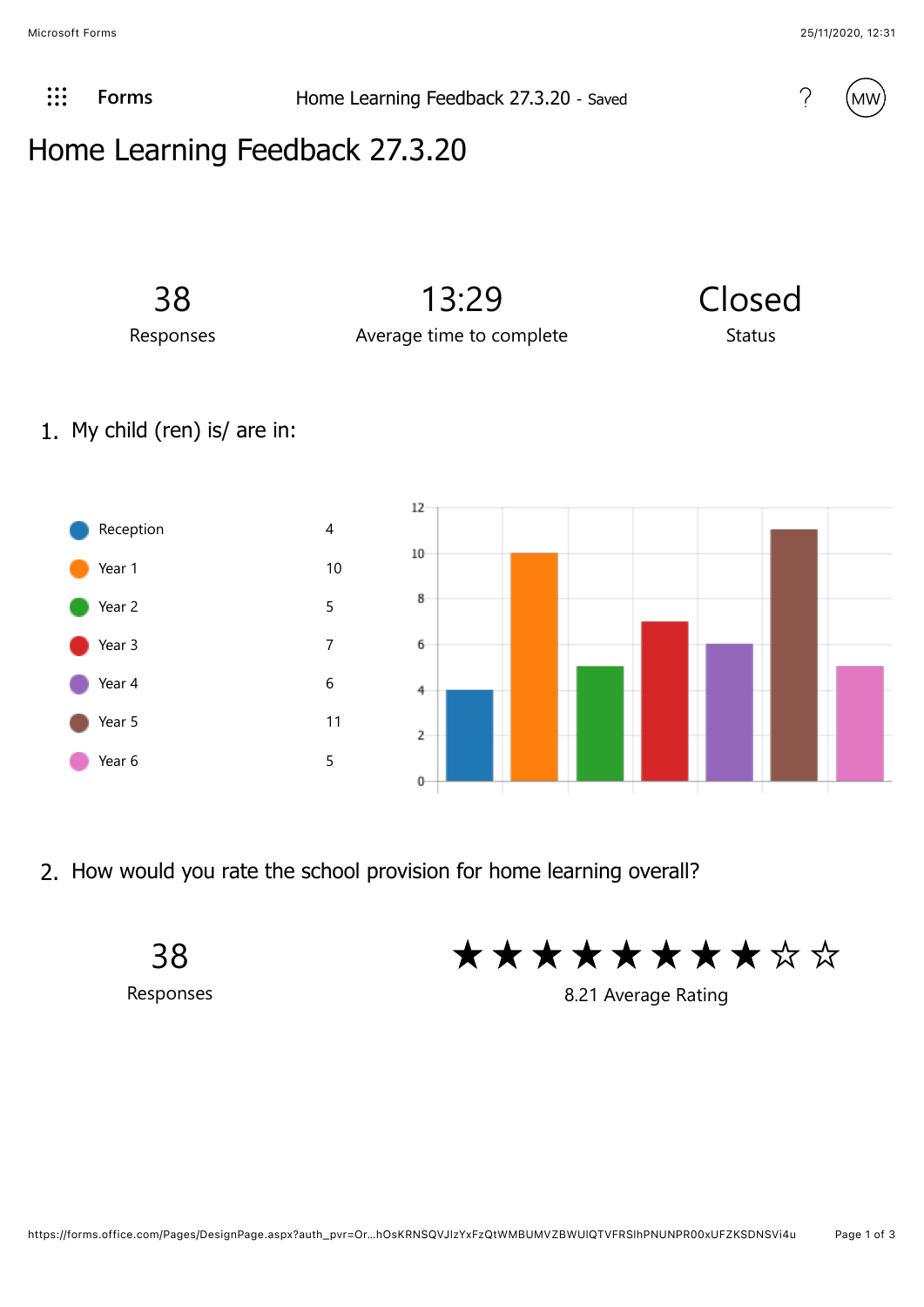# Home Learning Feedback 27.3.20

| 38 | 13:29 | Closed |
|---|---|---|
| Responses | Average time to complete | Status |

## 1. My child (ren) is/ are in:

| Option | Count |
|---|---|
| Reception | 4 |
| Year 1 | 10 |
| Year 2 | 5 |
| Year 3 | 7 |
| Year 4 | 6 |
| Year 5 | 11 |
| Year 6 | 5 |

## 2. How would you rate the school provision for home learning overall?

38
Responses

★★★★★★★★☆☆
8.21 Average Rating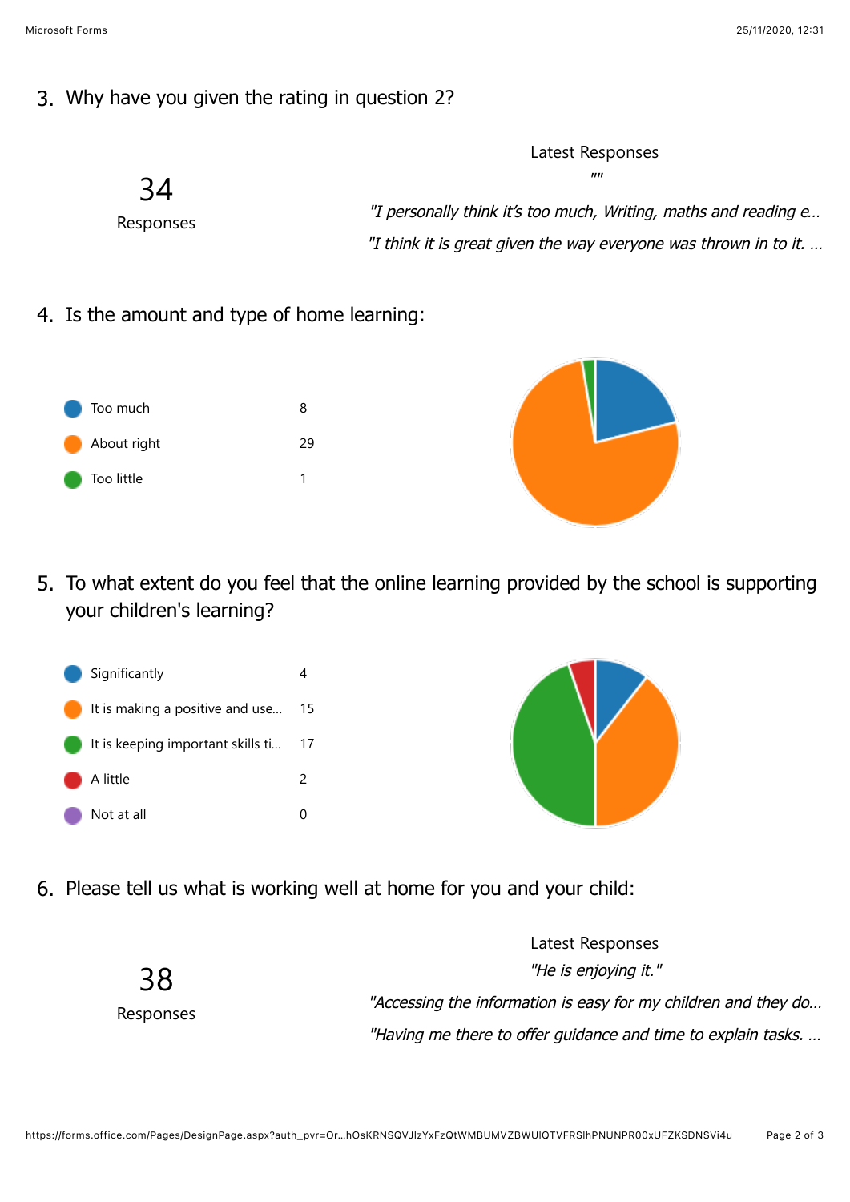3. Why have you given the rating in question 2?

34

Responses

Latest Responses

""

*"I personally think it’s too much, Writing, maths and reading e…*

*"I think it is great given the way everyone was thrown in to it. …*

4. Is the amount and type of home learning:

| Option | Count |
|---|---|
| Too much | 8 |
| About right | 29 |
| Too little | 1 |

5. To what extent do you feel that the online learning provided by the school is supporting your children's learning?

| Option | Count |
|---|---|
| Significantly | 4 |
| It is making a positive and use… | 15 |
| It is keeping important skills ti… | 17 |
| A little | 2 |
| Not at all | 0 |

6. Please tell us what is working well at home for you and your child:

38

Responses

Latest Responses

*"He is enjoying it."*

*"Accessing the information is easy for my children and they do…*

*"Having me there to offer guidance and time to explain tasks. …*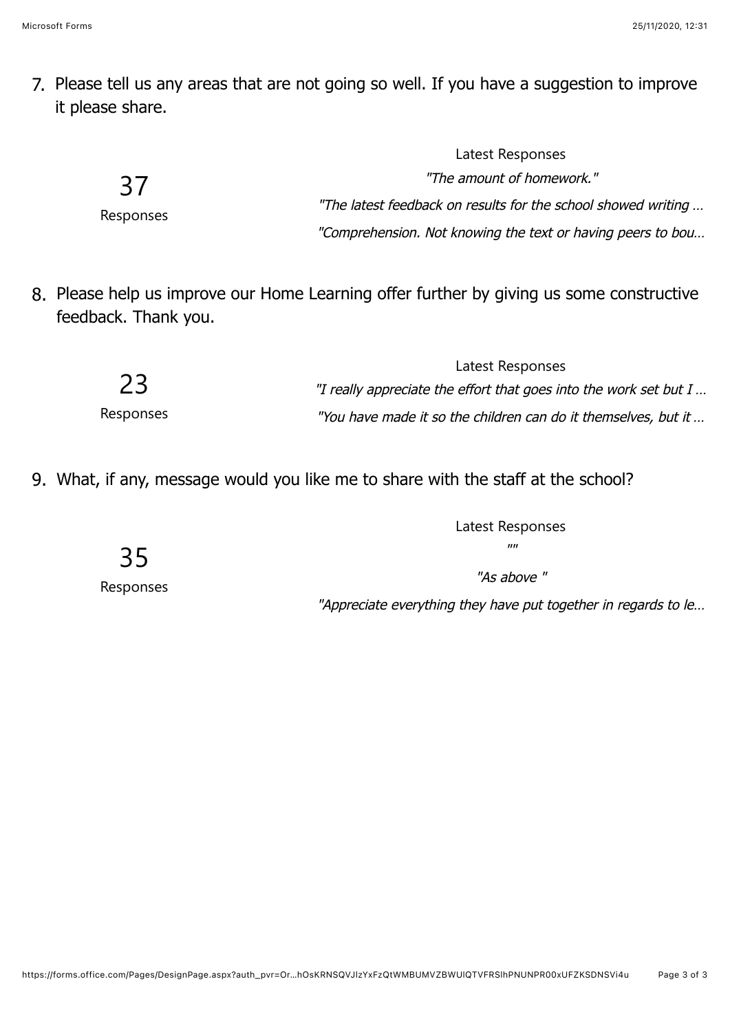7. Please tell us any areas that are not going so well. If you have a suggestion to improve it please share.

37

Responses

Latest Responses

*"The amount of homework."*

*"The latest feedback on results for the school showed writing …*

*"Comprehension. Not knowing the text or having peers to bou…*

8. Please help us improve our Home Learning offer further by giving us some constructive feedback. Thank you.

23

Responses

Latest Responses

*"I really appreciate the effort that goes into the work set but I …*

*"You have made it so the children can do it themselves, but it …*

9. What, if any, message would you like me to share with the staff at the school?

35

Responses

Latest Responses

*""*

*"As above "*

*"Appreciate everything they have put together in regards to le…*